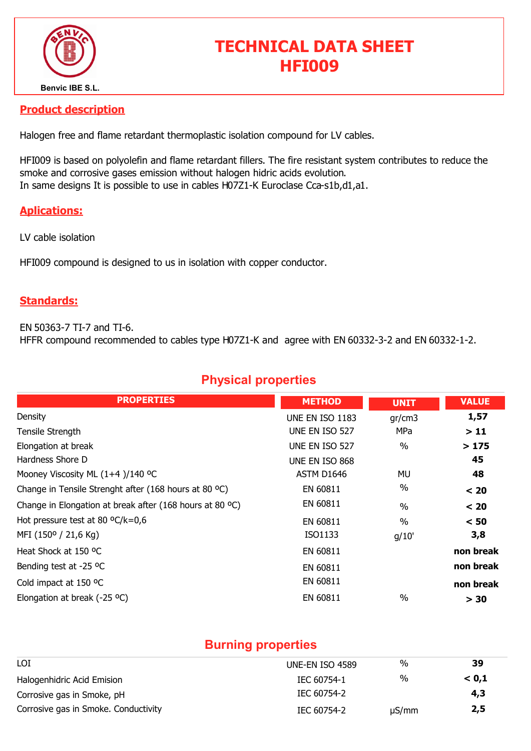Benvic IBE S.L.

# TECHNICAL DATA SHEET
# HFI009

## Product description

Halogen free and flame retardant thermoplastic isolation compound for LV cables.

HFI009 is based on polyolefin and flame retardant fillers. The fire resistant system contributes to reduce the smoke and corrosive gases emission without halogen hidric acids evolution.
In same designs It is possible to use in cables H07Z1-K Euroclase Cca-s1b,d1,a1.

## Aplications:

LV cable isolation

HFI009 compound is designed to us in isolation with copper conductor.

## Standards:

EN 50363-7 TI-7 and TI-6.
HFFR compound recommended to cables type H07Z1-K and agree with EN 60332-3-2 and EN 60332-1-2.

## Physical properties

| PROPERTIES | METHOD | UNIT | VALUE |
|---|---|---|---|
| Density | UNE EN ISO 1183 | gr/cm3 | **1,57** |
| Tensile Strength | UNE EN ISO 527 | MPa | **> 11** |
| Elongation at break | UNE EN ISO 527 | % | **> 175** |
| Hardness Shore D | UNE EN ISO 868 | | **45** |
| Mooney Viscosity ML (1+4 )/140 ºC | ASTM D1646 | MU | **48** |
| Change in Tensile Strenght after (168 hours at 80 ºC) | EN 60811 | % | **< 20** |
| Change in Elongation at break after (168 hours at 80 ºC) | EN 60811 | % | **< 20** |
| Hot pressure test at 80 ºC/k=0,6 | EN 60811 | % | **< 50** |
| MFI (150º / 21,6 Kg) | ISO1133 | g/10' | **3,8** |
| Heat Shock at 150 ºC | EN 60811 | | **non break** |
| Bending test at -25 ºC | EN 60811 | | **non break** |
| Cold impact at 150 ºC | EN 60811 | | **non break** |
| Elongation at break (-25 ºC) | EN 60811 | % | **> 30** |

## Burning properties

| PROPERTIES | METHOD | UNIT | VALUE |
|---|---|---|---|
| LOI | UNE-EN ISO 4589 | % | **39** |
| Halogenhidric Acid Emision | IEC 60754-1 | % | **< 0,1** |
| Corrosive gas in Smoke, pH | IEC 60754-2 | | **4,3** |
| Corrosive gas in Smoke. Conductivity | IEC 60754-2 | μS/mm | **2,5** |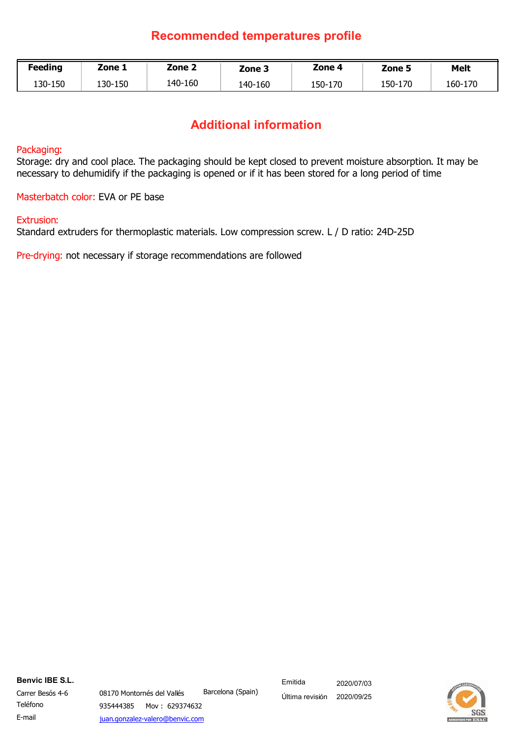## Recommended temperatures profile

| Feeding | Zone 1 | Zone 2 | Zone 3 | Zone 4 | Zone 5 | Melt |
|---|---|---|---|---|---|---|
| 130-150 | 130-150 | 140-160 | 140-160 | 150-170 | 150-170 | 160-170 |

## Additional information

Packaging:
Storage: dry and cool place. The packaging should be kept closed to prevent moisture absorption. It may be necessary to dehumidify if the packaging is opened or if it has been stored for a long period of time

Masterbatch color: EVA or PE base

Extrusion:
Standard extruders for thermoplastic materials. Low compression screw. L / D ratio: 24D-25D

Pre-drying: not necessary if storage recommendations are followed

**Benvic IBE S.L.**
Carrer Besós 4-6 08170 Montornés del Vallés Barcelona (Spain)
Teléfono 935444385 Mov : 629374632
E-mail juan.gonzalez-valero@benvic.com

Emitida 2020/07/03
Última revisión 2020/09/25